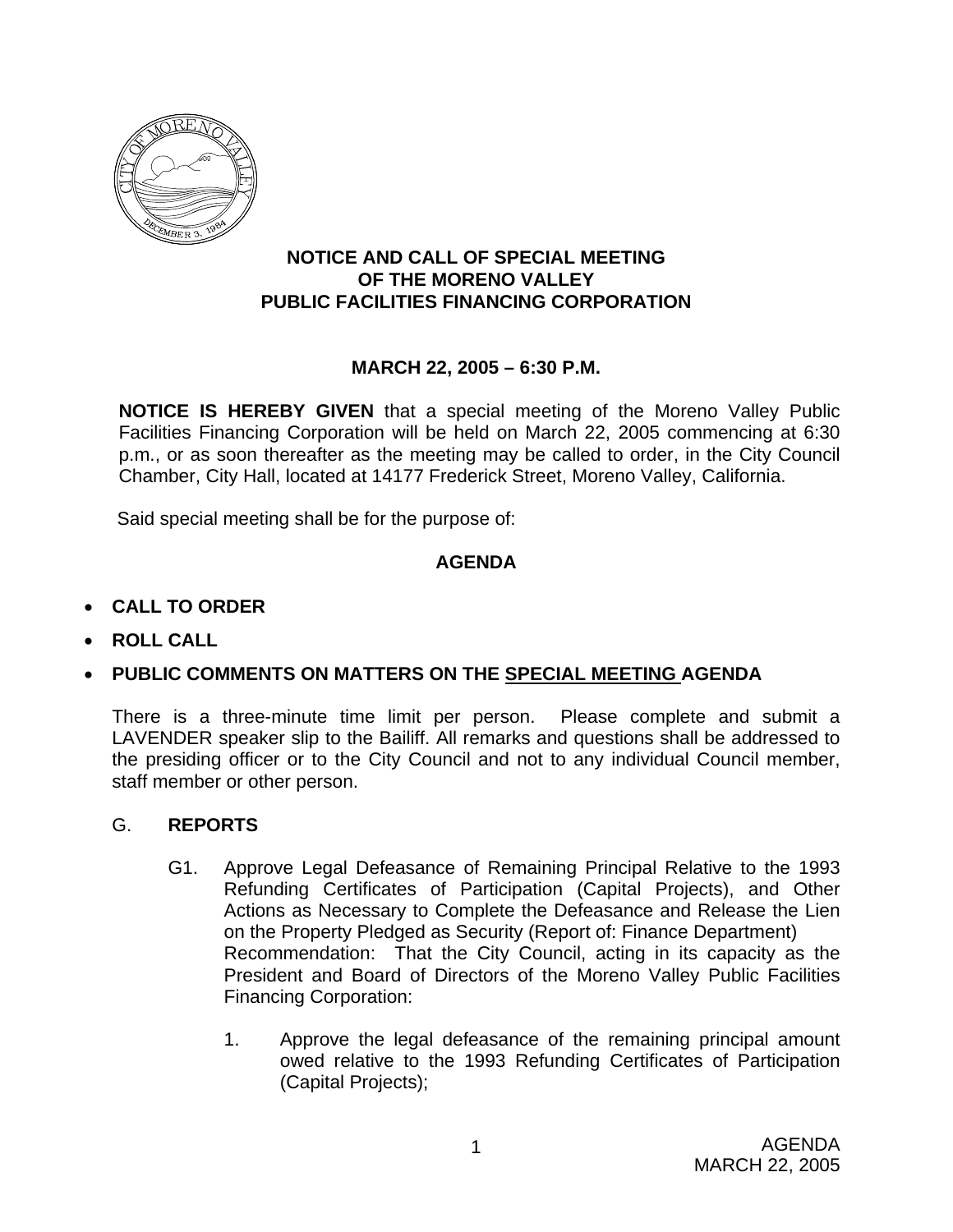# NOTICE AND CALL OF SPECIAL MEETING OF THE MORENO VALLEY PUBLIC FACILITIES FINANCING CORPORATION

## MARCH 22, 2005 – 6:30 P.M.

**NOTICE IS HEREBY GIVEN** that a special meeting of the Moreno Valley Public Facilities Financing Corporation will be held on March 22, 2005 commencing at 6:30 p.m., or as soon thereafter as the meeting may be called to order, in the City Council Chamber, City Hall, located at 14177 Frederick Street, Moreno Valley, California.

Said special meeting shall be for the purpose of:

## AGENDA

- **CALL TO ORDER**
- **ROLL CALL**
- **PUBLIC COMMENTS ON MATTERS ON THE <u>SPECIAL MEETING</u> AGENDA**

There is a three-minute time limit per person. Please complete and submit a LAVENDER speaker slip to the Bailiff. All remarks and questions shall be addressed to the presiding officer or to the City Council and not to any individual Council member, staff member or other person.

G. **REPORTS**

G1. Approve Legal Defeasance of Remaining Principal Relative to the 1993 Refunding Certificates of Participation (Capital Projects), and Other Actions as Necessary to Complete the Defeasance and Release the Lien on the Property Pledged as Security (Report of: Finance Department)
Recommendation: That the City Council, acting in its capacity as the President and Board of Directors of the Moreno Valley Public Facilities Financing Corporation:

1. Approve the legal defeasance of the remaining principal amount owed relative to the 1993 Refunding Certificates of Participation (Capital Projects);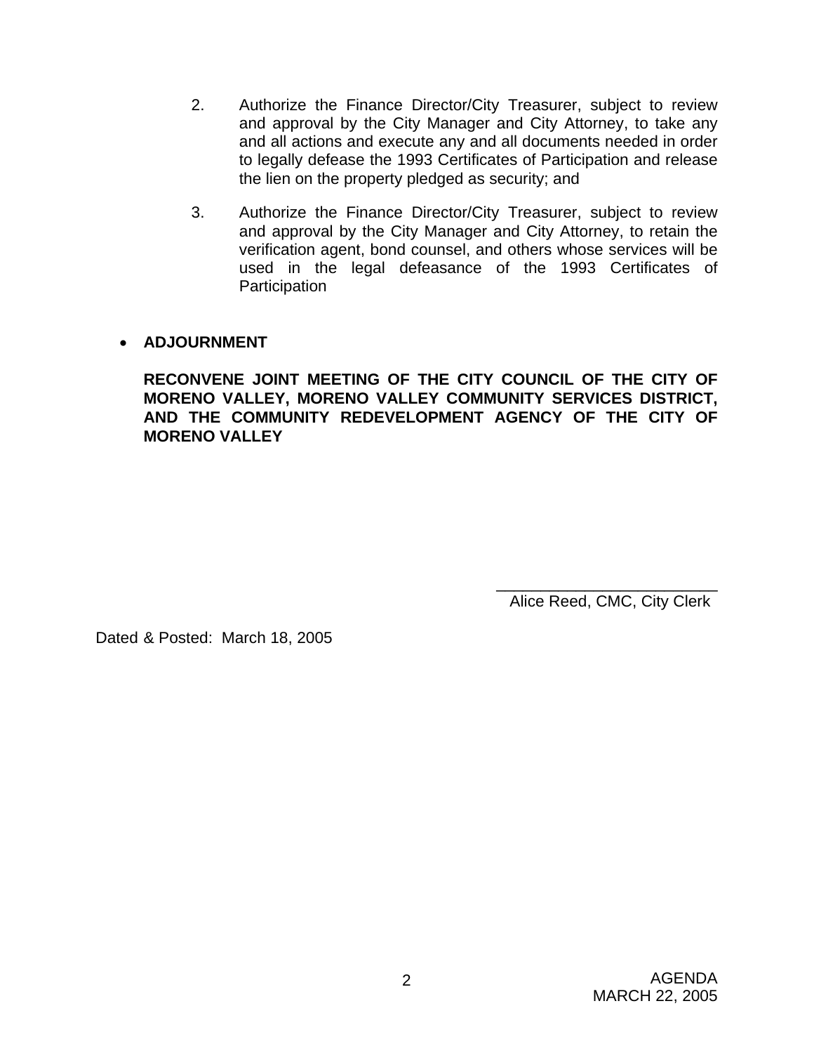2. Authorize the Finance Director/City Treasurer, subject to review and approval by the City Manager and City Attorney, to take any and all actions and execute any and all documents needed in order to legally defease the 1993 Certificates of Participation and release the lien on the property pledged as security; and

3. Authorize the Finance Director/City Treasurer, subject to review and approval by the City Manager and City Attorney, to retain the verification agent, bond counsel, and others whose services will be used in the legal defeasance of the 1993 Certificates of Participation

- **ADJOURNMENT**

**RECONVENE JOINT MEETING OF THE CITY COUNCIL OF THE CITY OF MORENO VALLEY, MORENO VALLEY COMMUNITY SERVICES DISTRICT, AND THE COMMUNITY REDEVELOPMENT AGENCY OF THE CITY OF MORENO VALLEY**

\_\_\_\_\_\_\_\_\_\_\_\_\_\_\_\_\_\_\_\_\_\_\_\_\_\_
Alice Reed, CMC, City Clerk

Dated & Posted: March 18, 2005